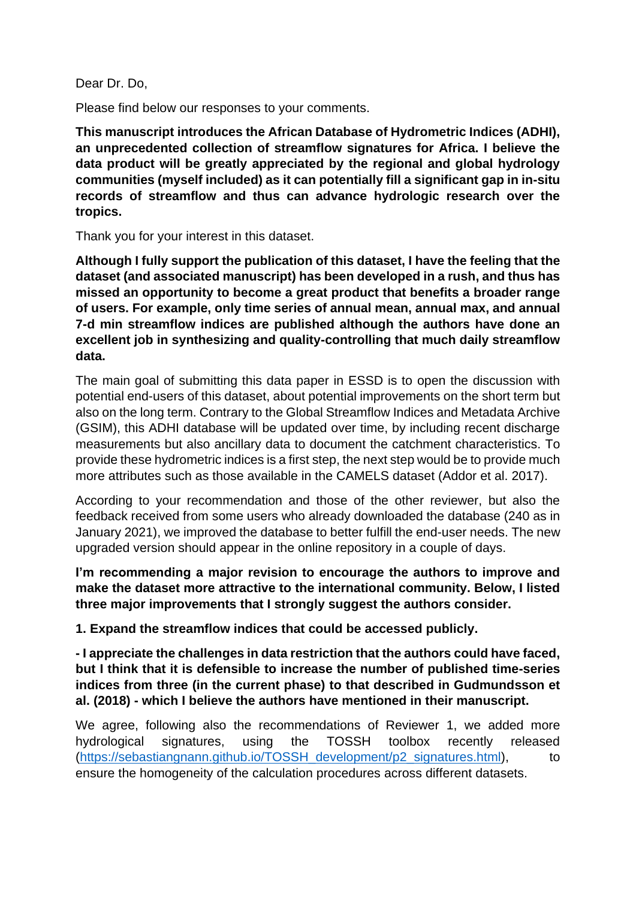Dear Dr. Do,

Please find below our responses to your comments.

**This manuscript introduces the African Database of Hydrometric Indices (ADHI), an unprecedented collection of streamflow signatures for Africa. I believe the data product will be greatly appreciated by the regional and global hydrology communities (myself included) as it can potentially fill a significant gap in in-situ records of streamflow and thus can advance hydrologic research over the tropics.**

Thank you for your interest in this dataset.

**Although I fully support the publication of this dataset, I have the feeling that the dataset (and associated manuscript) has been developed in a rush, and thus has missed an opportunity to become a great product that benefits a broader range of users. For example, only time series of annual mean, annual max, and annual 7-d min streamflow indices are published although the authors have done an excellent job in synthesizing and quality-controlling that much daily streamflow data.**

The main goal of submitting this data paper in ESSD is to open the discussion with potential end-users of this dataset, about potential improvements on the short term but also on the long term. Contrary to the Global Streamflow Indices and Metadata Archive (GSIM), this ADHI database will be updated over time, by including recent discharge measurements but also ancillary data to document the catchment characteristics. To provide these hydrometric indices is a first step, the next step would be to provide much more attributes such as those available in the CAMELS dataset (Addor et al. 2017).

According to your recommendation and those of the other reviewer, but also the feedback received from some users who already downloaded the database (240 as in January 2021), we improved the database to better fulfill the end-user needs. The new upgraded version should appear in the online repository in a couple of days.

**I'm recommending a major revision to encourage the authors to improve and make the dataset more attractive to the international community. Below, I listed three major improvements that I strongly suggest the authors consider.**

**1. Expand the streamflow indices that could be accessed publicly.**

**- I appreciate the challenges in data restriction that the authors could have faced, but I think that it is defensible to increase the number of published time-series indices from three (in the current phase) to that described in Gudmundsson et al. (2018) - which I believe the authors have mentioned in their manuscript.**

We agree, following also the recommendations of Reviewer 1, we added more hydrological signatures, using the TOSSH toolbox recently released (https://sebastiangnann.github.io/TOSSH_development/p2_signatures.html), to ensure the homogeneity of the calculation procedures across different datasets.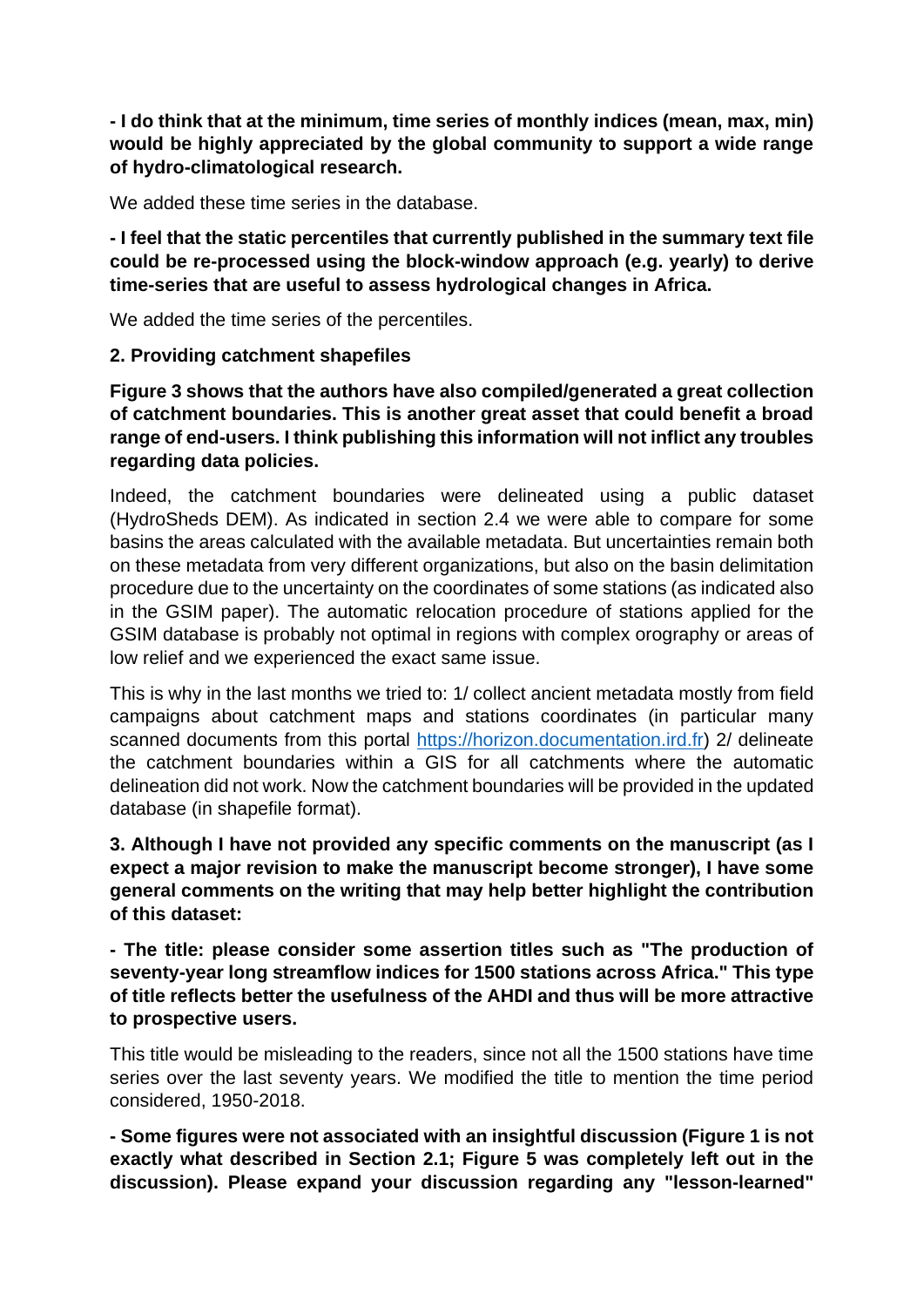**- I do think that at the minimum, time series of monthly indices (mean, max, min) would be highly appreciated by the global community to support a wide range of hydro-climatological research.**

We added these time series in the database.

**- I feel that the static percentiles that currently published in the summary text file could be re-processed using the block-window approach (e.g. yearly) to derive time-series that are useful to assess hydrological changes in Africa.**

We added the time series of the percentiles.

**2. Providing catchment shapefiles**

**Figure 3 shows that the authors have also compiled/generated a great collection of catchment boundaries. This is another great asset that could benefit a broad range of end-users. I think publishing this information will not inflict any troubles regarding data policies.**

Indeed, the catchment boundaries were delineated using a public dataset (HydroSheds DEM). As indicated in section 2.4 we were able to compare for some basins the areas calculated with the available metadata. But uncertainties remain both on these metadata from very different organizations, but also on the basin delimitation procedure due to the uncertainty on the coordinates of some stations (as indicated also in the GSIM paper). The automatic relocation procedure of stations applied for the GSIM database is probably not optimal in regions with complex orography or areas of low relief and we experienced the exact same issue.

This is why in the last months we tried to: 1/ collect ancient metadata mostly from field campaigns about catchment maps and stations coordinates (in particular many scanned documents from this portal [https://horizon.documentation.ird.fr](https://horizon.documentation.ird.fr)) 2/ delineate the catchment boundaries within a GIS for all catchments where the automatic delineation did not work. Now the catchment boundaries will be provided in the updated database (in shapefile format).

**3. Although I have not provided any specific comments on the manuscript (as I expect a major revision to make the manuscript become stronger), I have some general comments on the writing that may help better highlight the contribution of this dataset:**

**- The title: please consider some assertion titles such as "The production of seventy-year long streamflow indices for 1500 stations across Africa." This type of title reflects better the usefulness of the AHDI and thus will be more attractive to prospective users.**

This title would be misleading to the readers, since not all the 1500 stations have time series over the last seventy years. We modified the title to mention the time period considered, 1950-2018.

**- Some figures were not associated with an insightful discussion (Figure 1 is not exactly what described in Section 2.1; Figure 5 was completely left out in the discussion). Please expand your discussion regarding any "lesson-learned"**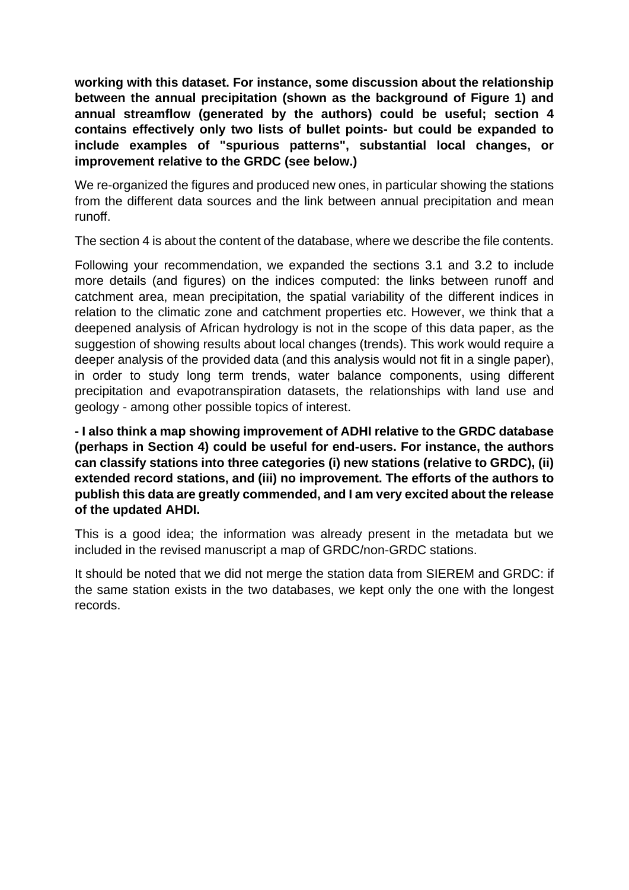**working with this dataset. For instance, some discussion about the relationship between the annual precipitation (shown as the background of Figure 1) and annual streamflow (generated by the authors) could be useful; section 4 contains effectively only two lists of bullet points- but could be expanded to include examples of "spurious patterns", substantial local changes, or improvement relative to the GRDC (see below.)**

We re-organized the figures and produced new ones, in particular showing the stations from the different data sources and the link between annual precipitation and mean runoff.

The section 4 is about the content of the database, where we describe the file contents.

Following your recommendation, we expanded the sections 3.1 and 3.2 to include more details (and figures) on the indices computed: the links between runoff and catchment area, mean precipitation, the spatial variability of the different indices in relation to the climatic zone and catchment properties etc. However, we think that a deepened analysis of African hydrology is not in the scope of this data paper, as the suggestion of showing results about local changes (trends). This work would require a deeper analysis of the provided data (and this analysis would not fit in a single paper), in order to study long term trends, water balance components, using different precipitation and evapotranspiration datasets, the relationships with land use and geology - among other possible topics of interest.

**- I also think a map showing improvement of ADHI relative to the GRDC database (perhaps in Section 4) could be useful for end-users. For instance, the authors can classify stations into three categories (i) new stations (relative to GRDC), (ii) extended record stations, and (iii) no improvement. The efforts of the authors to publish this data are greatly commended, and I am very excited about the release of the updated AHDI.**

This is a good idea; the information was already present in the metadata but we included in the revised manuscript a map of GRDC/non-GRDC stations.

It should be noted that we did not merge the station data from SIEREM and GRDC: if the same station exists in the two databases, we kept only the one with the longest records.